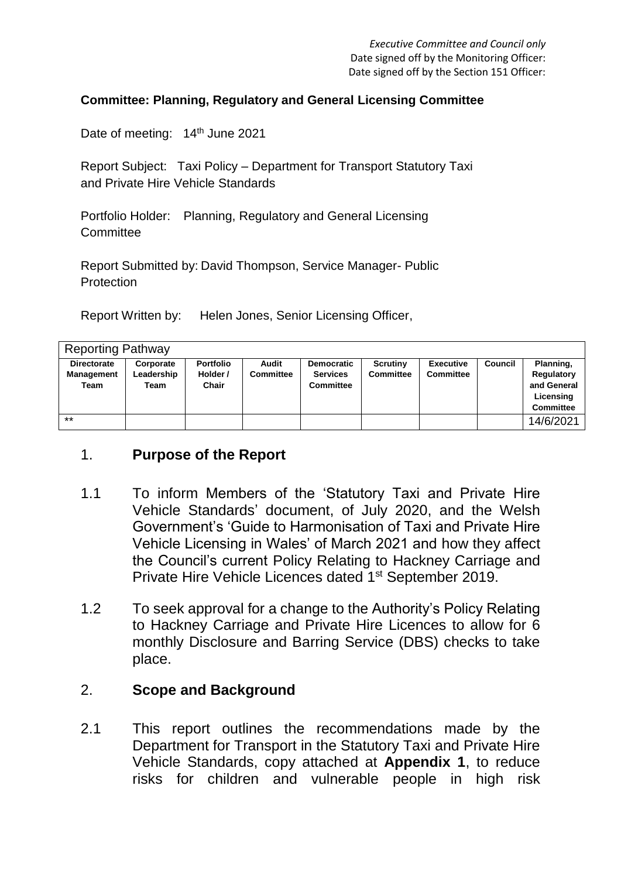*Executive Committee and Council only*
Date signed off by the Monitoring Officer:
Date signed off by the Section 151 Officer:

**Committee: Planning, Regulatory and General Licensing Committee**

Date of meeting: 14th June 2021

Report Subject: Taxi Policy – Department for Transport Statutory Taxi and Private Hire Vehicle Standards

Portfolio Holder: Planning, Regulatory and General Licensing Committee

Report Submitted by: David Thompson, Service Manager- Public Protection

Report Written by: Helen Jones, Senior Licensing Officer,

| Reporting Pathway | | | | | | | | |
|---|---|---|---|---|---|---|---|---|
| **Directorate Management Team** | **Corporate Leadership Team** | **Portfolio Holder / Chair** | **Audit Committee** | **Democratic Services Committee** | **Scrutiny Committee** | **Executive Committee** | **Council** | **Planning, Regulatory and General Licensing Committee** |
| ** | | | | | | | | 14/6/2021 |

## 1. Purpose of the Report

1.1 To inform Members of the 'Statutory Taxi and Private Hire Vehicle Standards' document, of July 2020, and the Welsh Government's 'Guide to Harmonisation of Taxi and Private Hire Vehicle Licensing in Wales' of March 2021 and how they affect the Council's current Policy Relating to Hackney Carriage and Private Hire Vehicle Licences dated 1st September 2019.

1.2 To seek approval for a change to the Authority's Policy Relating to Hackney Carriage and Private Hire Licences to allow for 6 monthly Disclosure and Barring Service (DBS) checks to take place.

## 2. Scope and Background

2.1 This report outlines the recommendations made by the Department for Transport in the Statutory Taxi and Private Hire Vehicle Standards, copy attached at **Appendix 1**, to reduce risks for children and vulnerable people in high risk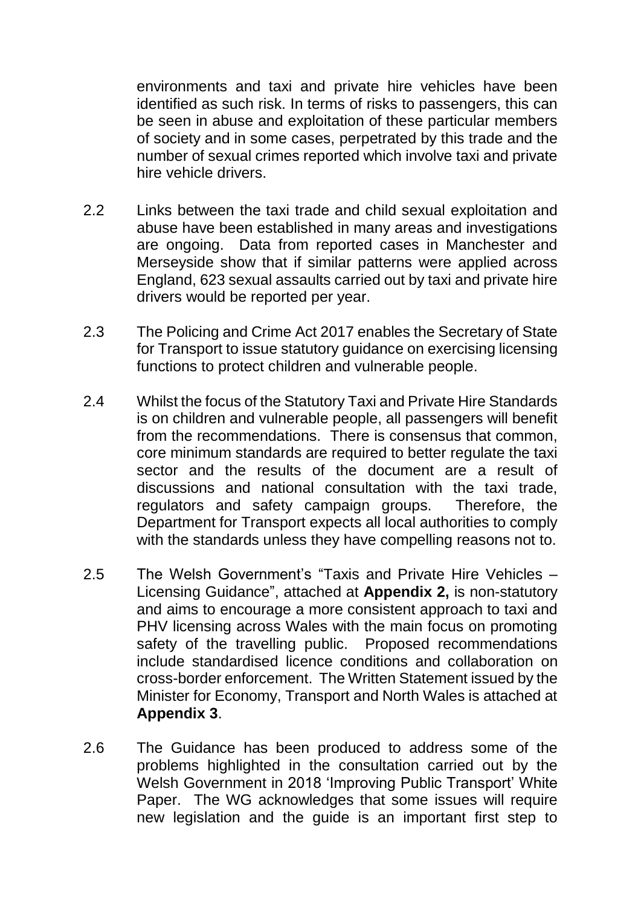environments and taxi and private hire vehicles have been identified as such risk. In terms of risks to passengers, this can be seen in abuse and exploitation of these particular members of society and in some cases, perpetrated by this trade and the number of sexual crimes reported which involve taxi and private hire vehicle drivers.

2.2 Links between the taxi trade and child sexual exploitation and abuse have been established in many areas and investigations are ongoing. Data from reported cases in Manchester and Merseyside show that if similar patterns were applied across England, 623 sexual assaults carried out by taxi and private hire drivers would be reported per year.

2.3 The Policing and Crime Act 2017 enables the Secretary of State for Transport to issue statutory guidance on exercising licensing functions to protect children and vulnerable people.

2.4 Whilst the focus of the Statutory Taxi and Private Hire Standards is on children and vulnerable people, all passengers will benefit from the recommendations. There is consensus that common, core minimum standards are required to better regulate the taxi sector and the results of the document are a result of discussions and national consultation with the taxi trade, regulators and safety campaign groups. Therefore, the Department for Transport expects all local authorities to comply with the standards unless they have compelling reasons not to.

2.5 The Welsh Government's "Taxis and Private Hire Vehicles – Licensing Guidance", attached at **Appendix 2,** is non-statutory and aims to encourage a more consistent approach to taxi and PHV licensing across Wales with the main focus on promoting safety of the travelling public. Proposed recommendations include standardised licence conditions and collaboration on cross-border enforcement. The Written Statement issued by the Minister for Economy, Transport and North Wales is attached at **Appendix 3**.

2.6 The Guidance has been produced to address some of the problems highlighted in the consultation carried out by the Welsh Government in 2018 'Improving Public Transport' White Paper. The WG acknowledges that some issues will require new legislation and the guide is an important first step to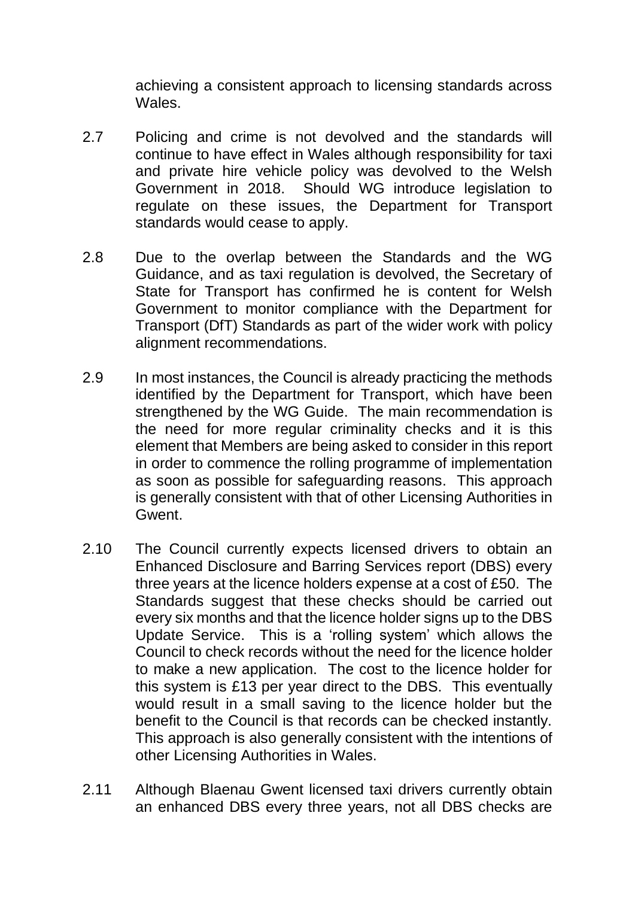achieving a consistent approach to licensing standards across Wales.

2.7 Policing and crime is not devolved and the standards will continue to have effect in Wales although responsibility for taxi and private hire vehicle policy was devolved to the Welsh Government in 2018. Should WG introduce legislation to regulate on these issues, the Department for Transport standards would cease to apply.

2.8 Due to the overlap between the Standards and the WG Guidance, and as taxi regulation is devolved, the Secretary of State for Transport has confirmed he is content for Welsh Government to monitor compliance with the Department for Transport (DfT) Standards as part of the wider work with policy alignment recommendations.

2.9 In most instances, the Council is already practicing the methods identified by the Department for Transport, which have been strengthened by the WG Guide. The main recommendation is the need for more regular criminality checks and it is this element that Members are being asked to consider in this report in order to commence the rolling programme of implementation as soon as possible for safeguarding reasons. This approach is generally consistent with that of other Licensing Authorities in Gwent.

2.10 The Council currently expects licensed drivers to obtain an Enhanced Disclosure and Barring Services report (DBS) every three years at the licence holders expense at a cost of £50. The Standards suggest that these checks should be carried out every six months and that the licence holder signs up to the DBS Update Service. This is a 'rolling system' which allows the Council to check records without the need for the licence holder to make a new application. The cost to the licence holder for this system is £13 per year direct to the DBS. This eventually would result in a small saving to the licence holder but the benefit to the Council is that records can be checked instantly. This approach is also generally consistent with the intentions of other Licensing Authorities in Wales.

2.11 Although Blaenau Gwent licensed taxi drivers currently obtain an enhanced DBS every three years, not all DBS checks are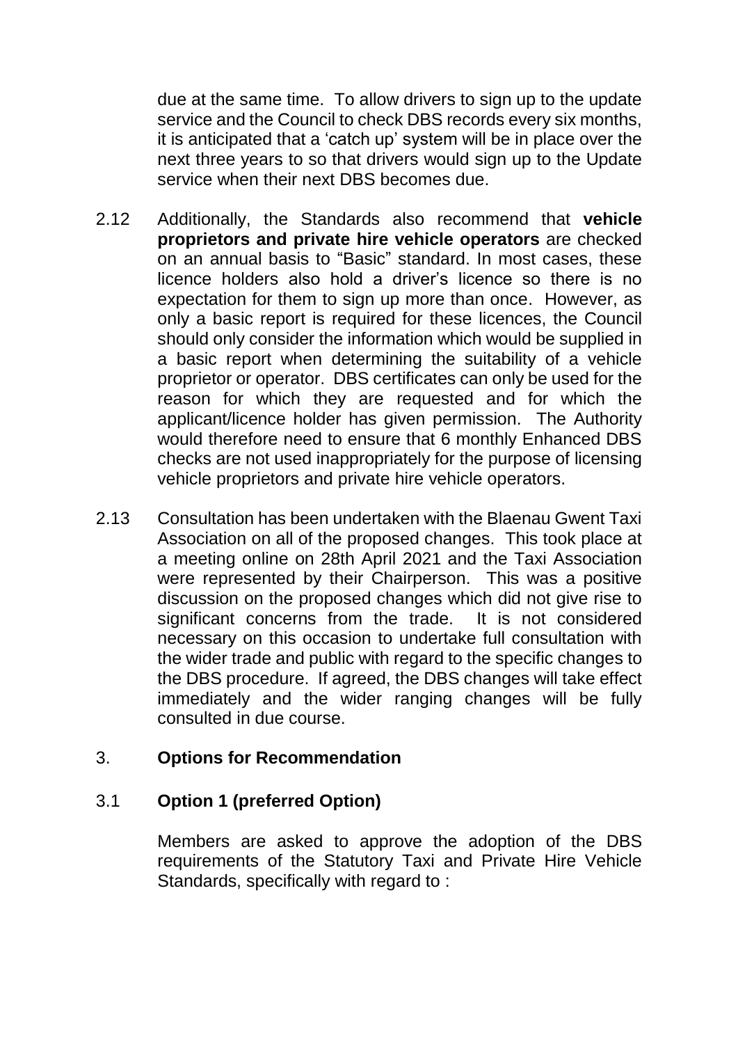due at the same time. To allow drivers to sign up to the update service and the Council to check DBS records every six months, it is anticipated that a 'catch up' system will be in place over the next three years to so that drivers would sign up to the Update service when their next DBS becomes due.

2.12 Additionally, the Standards also recommend that **vehicle proprietors and private hire vehicle operators** are checked on an annual basis to "Basic" standard. In most cases, these licence holders also hold a driver's licence so there is no expectation for them to sign up more than once. However, as only a basic report is required for these licences, the Council should only consider the information which would be supplied in a basic report when determining the suitability of a vehicle proprietor or operator. DBS certificates can only be used for the reason for which they are requested and for which the applicant/licence holder has given permission. The Authority would therefore need to ensure that 6 monthly Enhanced DBS checks are not used inappropriately for the purpose of licensing vehicle proprietors and private hire vehicle operators.

2.13 Consultation has been undertaken with the Blaenau Gwent Taxi Association on all of the proposed changes. This took place at a meeting online on 28th April 2021 and the Taxi Association were represented by their Chairperson. This was a positive discussion on the proposed changes which did not give rise to significant concerns from the trade. It is not considered necessary on this occasion to undertake full consultation with the wider trade and public with regard to the specific changes to the DBS procedure. If agreed, the DBS changes will take effect immediately and the wider ranging changes will be fully consulted in due course.

## 3. Options for Recommendation

### 3.1 Option 1 (preferred Option)

Members are asked to approve the adoption of the DBS requirements of the Statutory Taxi and Private Hire Vehicle Standards, specifically with regard to :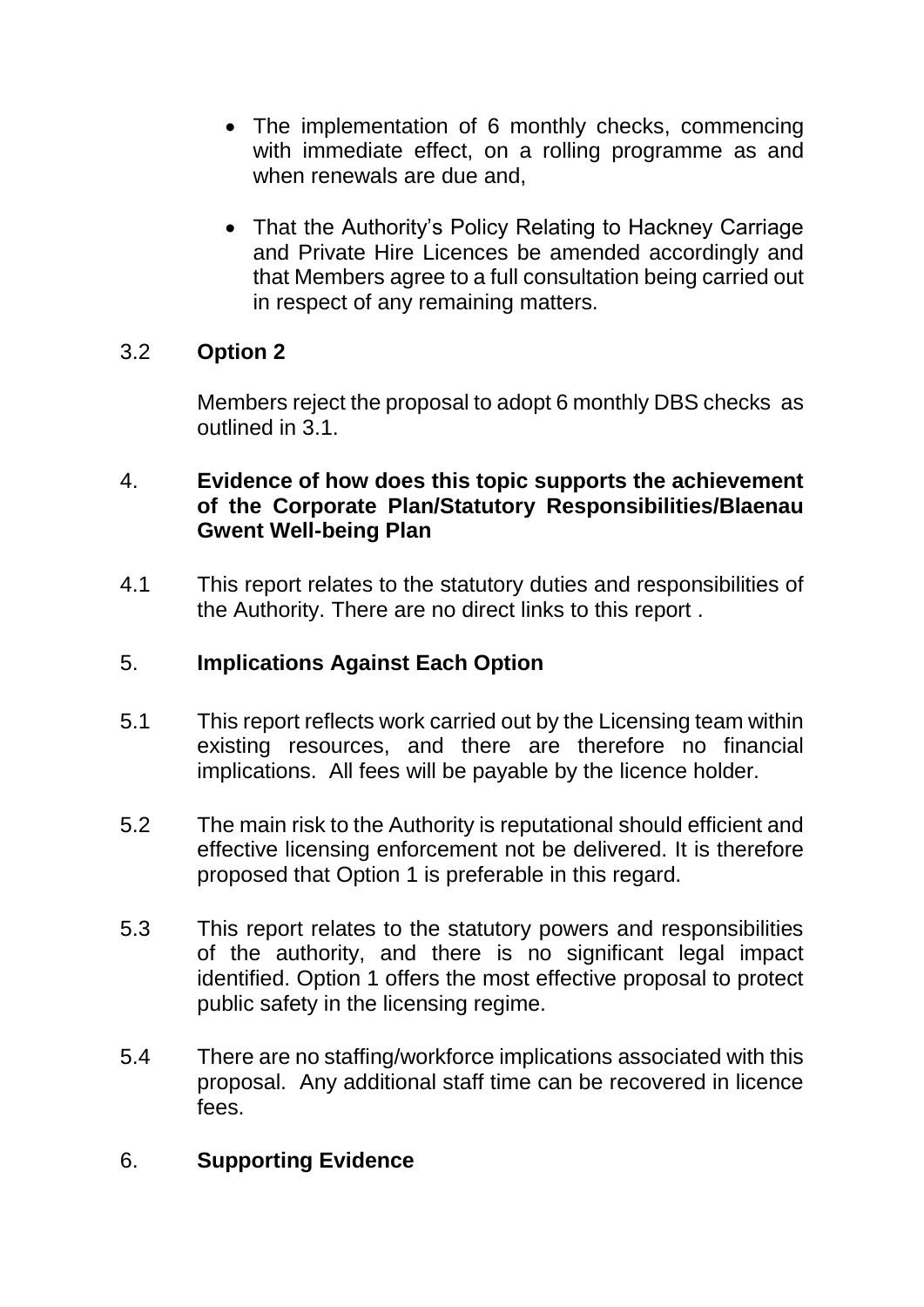- The implementation of 6 monthly checks, commencing with immediate effect, on a rolling programme as and when renewals are due and,
- That the Authority's Policy Relating to Hackney Carriage and Private Hire Licences be amended accordingly and that Members agree to a full consultation being carried out in respect of any remaining matters.

3.2 **Option 2**

Members reject the proposal to adopt 6 monthly DBS checks as outlined in 3.1.

4. **Evidence of how does this topic supports the achievement of the Corporate Plan/Statutory Responsibilities/Blaenau Gwent Well-being Plan**

4.1 This report relates to the statutory duties and responsibilities of the Authority. There are no direct links to this report .

5. **Implications Against Each Option**

5.1 This report reflects work carried out by the Licensing team within existing resources, and there are therefore no financial implications. All fees will be payable by the licence holder.

5.2 The main risk to the Authority is reputational should efficient and effective licensing enforcement not be delivered. It is therefore proposed that Option 1 is preferable in this regard.

5.3 This report relates to the statutory powers and responsibilities of the authority, and there is no significant legal impact identified. Option 1 offers the most effective proposal to protect public safety in the licensing regime.

5.4 There are no staffing/workforce implications associated with this proposal. Any additional staff time can be recovered in licence fees.

6. **Supporting Evidence**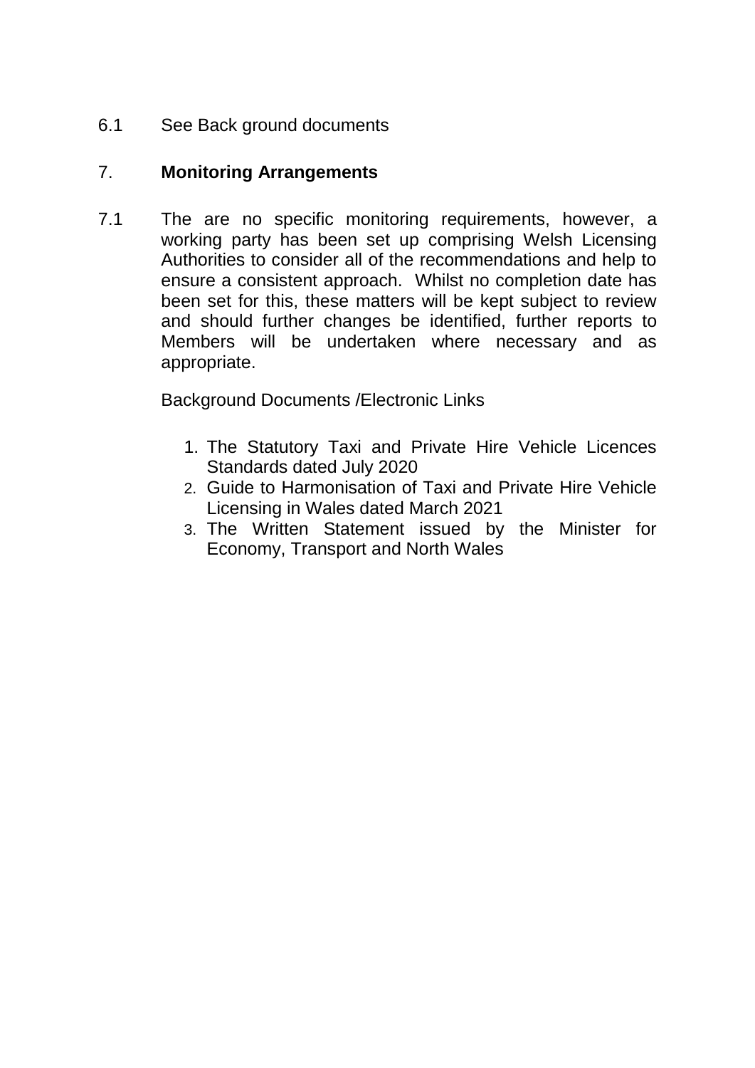6.1 See Back ground documents

## 7. **Monitoring Arrangements**

7.1 The are no specific monitoring requirements, however, a working party has been set up comprising Welsh Licensing Authorities to consider all of the recommendations and help to ensure a consistent approach. Whilst no completion date has been set for this, these matters will be kept subject to review and should further changes be identified, further reports to Members will be undertaken where necessary and as appropriate.

Background Documents /Electronic Links

1. The Statutory Taxi and Private Hire Vehicle Licences Standards dated July 2020
2. Guide to Harmonisation of Taxi and Private Hire Vehicle Licensing in Wales dated March 2021
3. The Written Statement issued by the Minister for Economy, Transport and North Wales